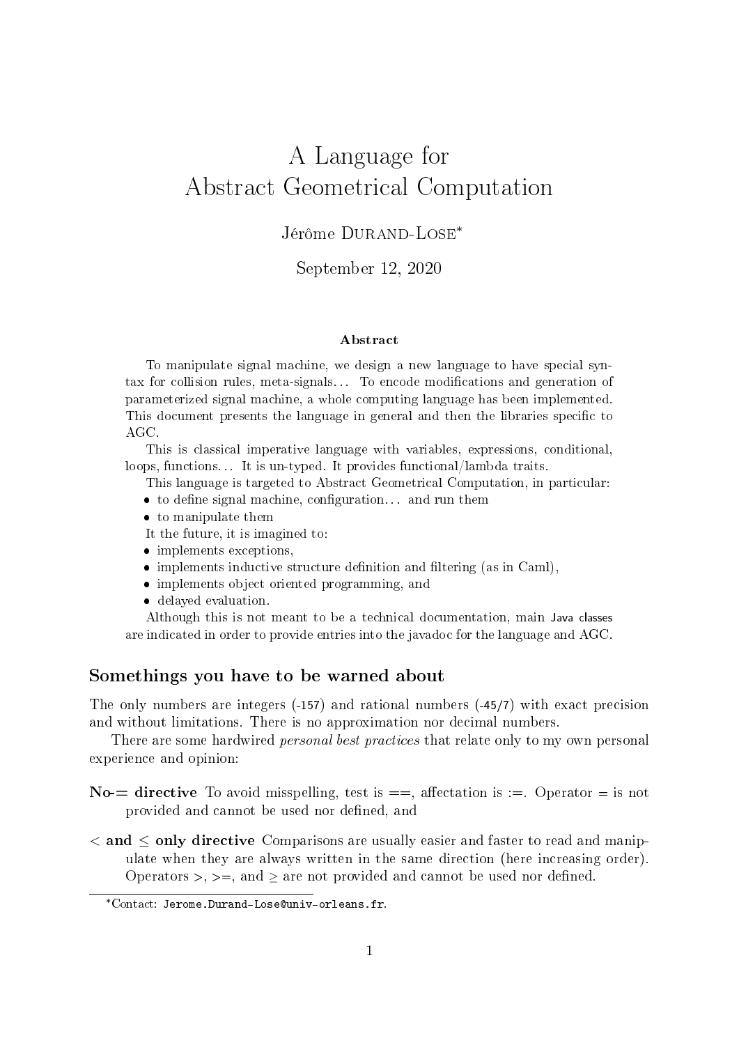# A Language for Abstract Geometrical Computation

Jérôme Durand-Lose[*]

September 12, 2020

### Abstract

To manipulate signal machine, we design a new language to have special syntax for collision rules, meta-signals… To encode modifications and generation of parameterized signal machine, a whole computing language has been implemented. This document presents the language in general and then the libraries specific to AGC.

This is classical imperative language with variables, expressions, conditional, loops, functions… It is un-typed. It provides functional/lambda traits.

This language is targeted to Abstract Geometrical Computation, in particular:

- to define signal machine, configuration… and run them
- to manipulate them

It the future, it is imagined to:

- implements exceptions,
- implements inductive structure definition and filtering (as in Caml),
- implements object oriented programming, and
- delayed evaluation.

Although this is not meant to be a technical documentation, main `Java classes` are indicated in order to provide entries into the javadoc for the language and AGC.

## Somethings you have to be warned about

The only numbers are integers (`-157`) and rational numbers (`-45/7`) with exact precision and without limitations. There is no approximation nor decimal numbers.

There are some hardwired *personal best practices* that relate only to my own personal experience and opinion:

**No-= directive** To avoid misspelling, test is ==, affectation is :=. Operator = is not provided and cannot be used nor defined, and

**< and ≤ only directive** Comparisons are usually easier and faster to read and manipulate when they are always written in the same direction (here increasing order). Operators >, >=, and ≥ are not provided and cannot be used nor defined.

[*]Contact: `Jerome.Durand-Lose@univ-orleans.fr`.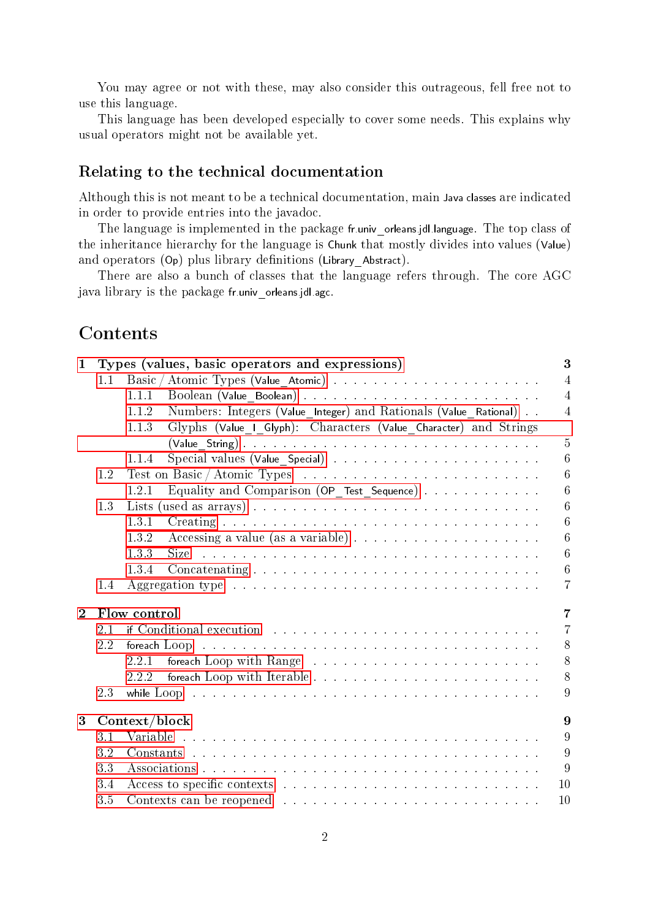You may agree or not with these, may also consider this outrageous, fell free not to use this language.

This language has been developed especially to cover some needs. This explains why usual operators might not be available yet.

## Relating to the technical documentation

Although this is not meant to be a technical documentation, main Java classes are indicated in order to provide entries into the javadoc.

The language is implemented in the package fr.univ_orleans.jdl.language. The top class of the inheritance hierarchy for the language is Chunk that mostly divides into values (Value) and operators (Op) plus library definitions (Library_Abstract).

There are also a bunch of classes that the language refers through. The core AGC java library is the package fr.univ_orleans.jdl.agc.

# Contents

- 1 Types (values, basic operators and expressions) — 3
  - 1.1 Basic / Atomic Types (Value_Atomic) — 4
    - 1.1.1 Boolean (Value_Boolean) — 4
    - 1.1.2 Numbers: Integers (Value_Integer) and Rationals (Value_Rational) — 4
    - 1.1.3 Glyphs (Value_I_Glyph): Characters (Value_Character) and Strings (Value_String) — 5
    - 1.1.4 Special values (Value_Special) — 6
  - 1.2 Test on Basic / Atomic Types — 6
    - 1.2.1 Equality and Comparison (OP_Test_Sequence) — 6
  - 1.3 Lists (used as arrays) — 6
    - 1.3.1 Creating — 6
    - 1.3.2 Accessing a value (as a variable) — 6
    - 1.3.3 Size — 6
    - 1.3.4 Concatenating — 6
  - 1.4 Aggregation type — 7
- 2 Flow control — 7
  - 2.1 if Conditional execution — 7
  - 2.2 foreach Loop — 8
    - 2.2.1 foreach Loop with Range — 8
    - 2.2.2 foreach Loop with Iterable — 8
  - 2.3 while Loop — 9
- 3 Context/block — 9
  - 3.1 Variable — 9
  - 3.2 Constants — 9
  - 3.3 Associations — 9
  - 3.4 Access to specific contexts — 10
  - 3.5 Contexts can be reopened — 10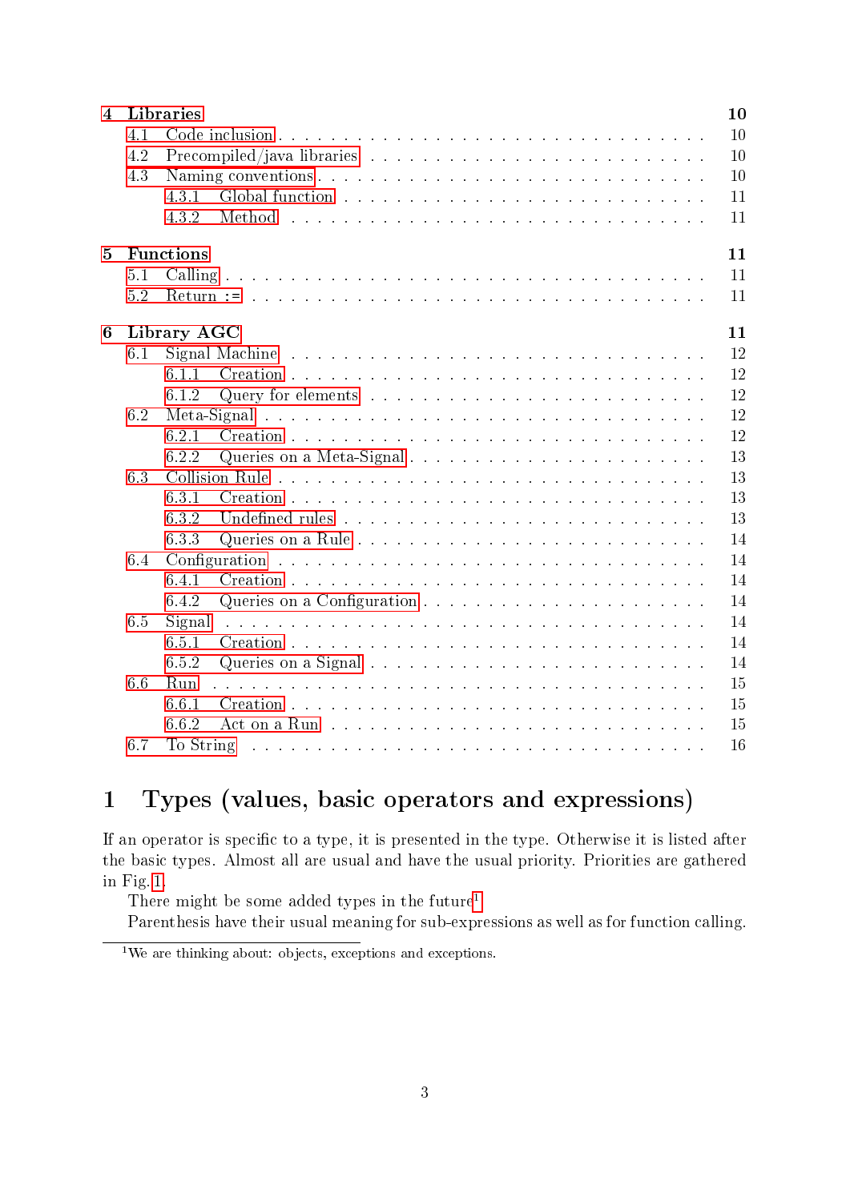- 4 Libraries 10
  - 4.1 Code inclusion 10
  - 4.2 Precompiled/java libraries 10
  - 4.3 Naming conventions 10
    - 4.3.1 Global function 11
    - 4.3.2 Method 11
- 5 Functions 11
  - 5.1 Calling 11
  - 5.2 Return := 11
- 6 Library AGC 11
  - 6.1 Signal Machine 12
    - 6.1.1 Creation 12
    - 6.1.2 Query for elements 12
  - 6.2 Meta-Signal 12
    - 6.2.1 Creation 12
    - 6.2.2 Queries on a Meta-Signal 13
  - 6.3 Collision Rule 13
    - 6.3.1 Creation 13
    - 6.3.2 Undefined rules 13
    - 6.3.3 Queries on a Rule 14
  - 6.4 Configuration 14
    - 6.4.1 Creation 14
    - 6.4.2 Queries on a Configuration 14
  - 6.5 Signal 14
    - 6.5.1 Creation 14
    - 6.5.2 Queries on a Signal 14
  - 6.6 Run 15
    - 6.6.1 Creation 15
    - 6.6.2 Act on a Run 15
  - 6.7 To String 16

# 1 Types (values, basic operators and expressions)

If an operator is specific to a type, it is presented in the type. Otherwise it is listed after the basic types. Almost all are usual and have the usual priority. Priorities are gathered in Fig. 1.

There might be some added types in the future[1]

Parenthesis have their usual meaning for sub-expressions as well as for function calling.

[1] We are thinking about: objects, exceptions and exceptions.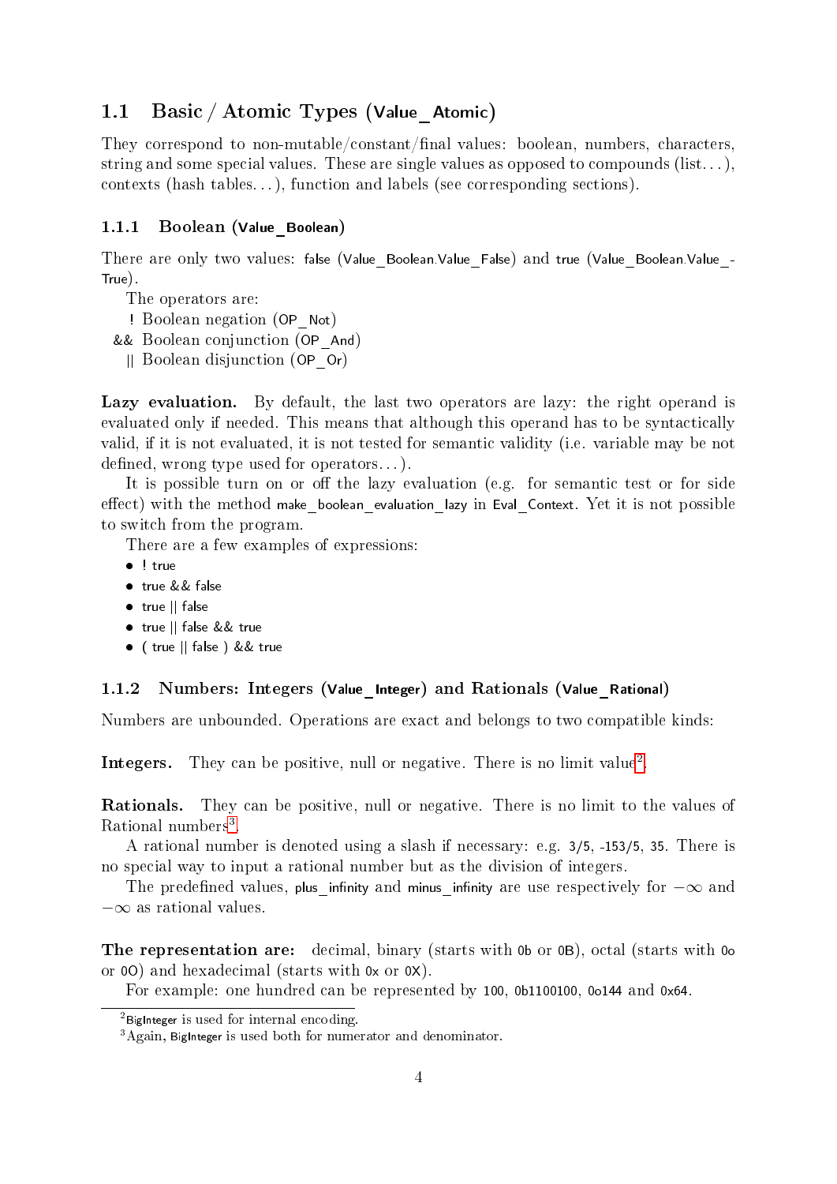## 1.1 Basic / Atomic Types (Value_Atomic)

They correspond to non-mutable/constant/final values: boolean, numbers, characters, string and some special values. These are single values as opposed to compounds (list...), contexts (hash tables...), function and labels (see corresponding sections).

### 1.1.1 Boolean (Value_Boolean)

There are only two values: false (Value_Boolean.Value_False) and true (Value_Boolean.Value_True).

The operators are:

- ! Boolean negation (OP_Not)
- && Boolean conjunction (OP_And)
- || Boolean disjunction (OP_Or)

**Lazy evaluation.** By default, the last two operators are lazy: the right operand is evaluated only if needed. This means that although this operand has to be syntactically valid, if it is not evaluated, it is not tested for semantic validity (i.e. variable may be not defined, wrong type used for operators...).

It is possible turn on or off the lazy evaluation (e.g. for semantic test or for side effect) with the method make_boolean_evaluation_lazy in Eval_Context. Yet it is not possible to switch from the program.

There are a few examples of expressions:

- ! true
- true && false
- true || false
- true || false && true
- ( true || false ) && true

### 1.1.2 Numbers: Integers (Value_Integer) and Rationals (Value_Rational)

Numbers are unbounded. Operations are exact and belongs to two compatible kinds:

**Integers.** They can be positive, null or negative. There is no limit value[2].

**Rationals.** They can be positive, null or negative. There is no limit to the values of Rational numbers[3].

A rational number is denoted using a slash if necessary: e.g. 3/5, -153/5, 35. There is no special way to input a rational number but as the division of integers.

The predefined values, plus_infinity and minus_infinity are use respectively for $-\infty$ and $-\infty$ as rational values.

**The representation are:** decimal, binary (starts with 0b or 0B), octal (starts with 0o or 0O) and hexadecimal (starts with 0x or 0X).

For example: one hundred can be represented by 100, 0b1100100, 0o144 and 0x64.

---

[2] BigInteger is used for internal encoding.

[3] Again, BigInteger is used both for numerator and denominator.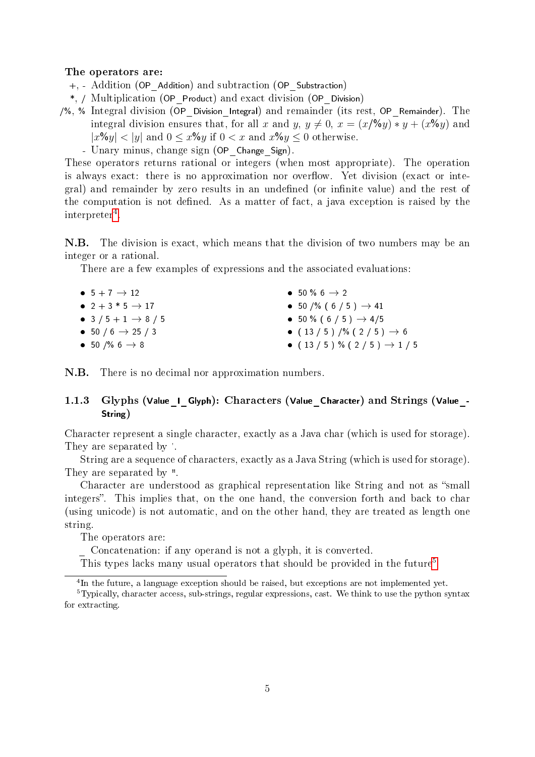**The operators are:**

- +, - Addition (OP_Addition) and subtraction (OP_Substraction)
- *, / Multiplication (OP_Product) and exact division (OP_Division)
- /%, % Integral division (OP_Division_Integral) and remainder (its rest, OP_Remainder). The integral division ensures that, for all $x$ and $y$, $y \neq 0$, $x = (x/\%y) * y + (x\%y)$ and $|x\%y| < |y|$ and $0 \leq x\%y$ if $0 < x$ and $x\%y \leq 0$ otherwise.
- - Unary minus, change sign (OP_Change_Sign).

These operators returns rational or integers (when most appropriate). The operation is always exact: there is no approximation nor overflow. Yet division (exact or integral) and remainder by zero results in an undefined (or infinite value) and the rest of the computation is not defined. As a matter of fact, a java exception is raised by the interpreter[4].

**N.B.** The division is exact, which means that the division of two numbers may be an integer or a rational.

There are a few examples of expressions and the associated evaluations:

- 5 + 7 → 12
- 2 + 3 * 5 → 17
- 3 / 5 + 1 → 8 / 5
- 50 / 6 → 25 / 3
- 50 /% 6 → 8
- 50 % 6 → 2
- 50 /% ( 6 / 5 ) → 41
- 50 % ( 6 / 5 ) → 4/5
- ( 13 / 5 ) /% ( 2 / 5 ) → 6
- ( 13 / 5 ) % ( 2 / 5 ) → 1 / 5

**N.B.** There is no decimal nor approximation numbers.

### 1.1.3 Glyphs (Value_I_Glyph): Characters (Value_Character) and Strings (Value_String)

Character represent a single character, exactly as a Java char (which is used for storage). They are separated by '.

String are a sequence of characters, exactly as a Java String (which is used for storage). They are separated by ".

Character are understood as graphical representation like String and not as "small integers". This implies that, on the one hand, the conversion forth and back to char (using unicode) is not automatic, and on the other hand, they are treated as length one string.

The operators are:

_ Concatenation: if any operand is not a glyph, it is converted.

This types lacks many usual operators that should be provided in the future[5]

[4] In the future, a language exception should be raised, but exceptions are not implemented yet.

[5] Typically, character access, sub-strings, regular expressions, cast. We think to use the python syntax for extracting.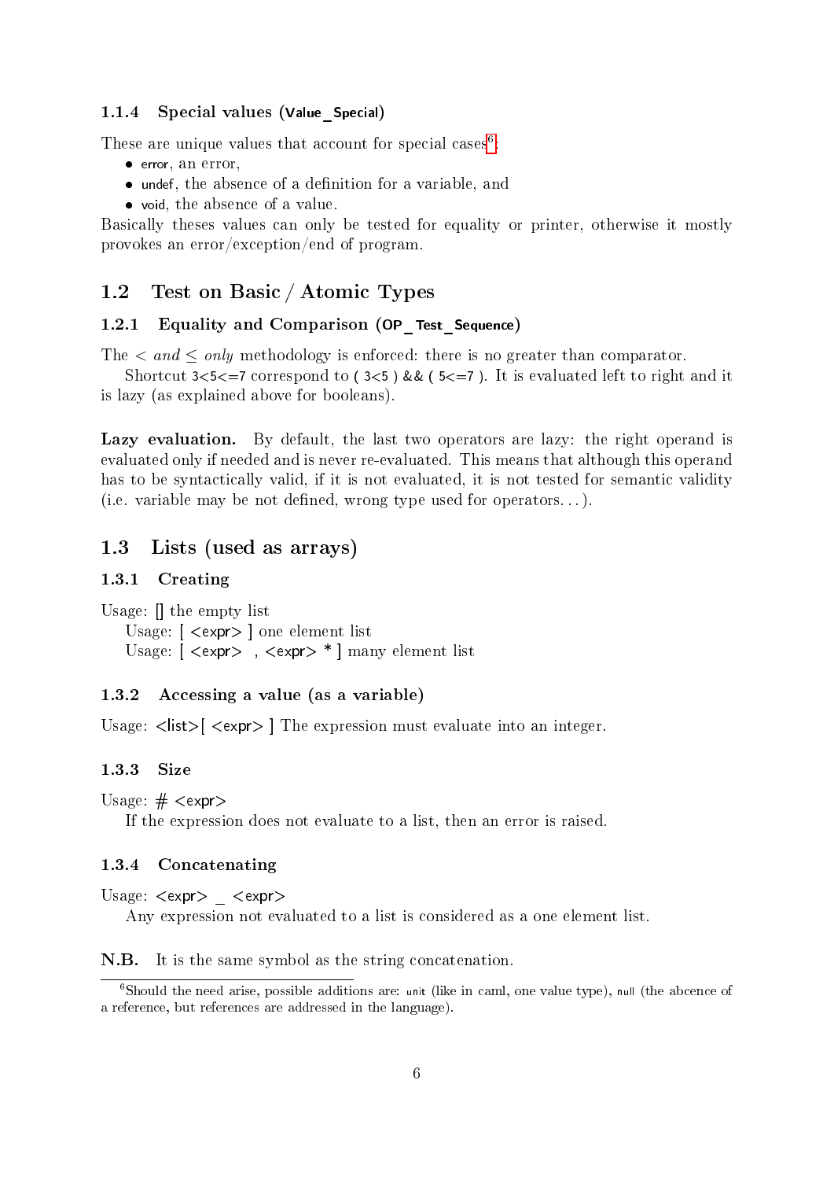### 1.1.4 Special values (Value_Special)

These are unique values that account for special cases[6]:

- error, an error,
- undef, the absence of a definition for a variable, and
- void, the absence of a value.

Basically theses values can only be tested for equality or printer, otherwise it mostly provokes an error/exception/end of program.

## 1.2 Test on Basic / Atomic Types

### 1.2.1 Equality and Comparison (OP_Test_Sequence)

The $<$ *and* $\leq$ *only* methodology is enforced: there is no greater than comparator.

Shortcut `3<5<=7` correspond to `( 3<5 ) && ( 5<=7 )`. It is evaluated left to right and it is lazy (as explained above for booleans).

**Lazy evaluation.** By default, the last two operators are lazy: the right operand is evaluated only if needed and is never re-evaluated. This means that although this operand has to be syntactically valid, if it is not evaluated, it is not tested for semantic validity (i.e. variable may be not defined, wrong type used for operators. . . ).

## 1.3 Lists (used as arrays)

### 1.3.1 Creating

Usage: [] the empty list

Usage: [ <expr> ] one element list

Usage: [ <expr> , <expr> * ] many element list

### 1.3.2 Accessing a value (as a variable)

Usage: <list>[ <expr> ] The expression must evaluate into an integer.

### 1.3.3 Size

Usage: # <expr>

If the expression does not evaluate to a list, then an error is raised.

### 1.3.4 Concatenating

Usage: <expr> _ <expr>

Any expression not evaluated to a list is considered as a one element list.

**N.B.** It is the same symbol as the string concatenation.

---

[6] Should the need arise, possible additions are: unit (like in caml, one value type), null (the abcence of a reference, but references are addressed in the language).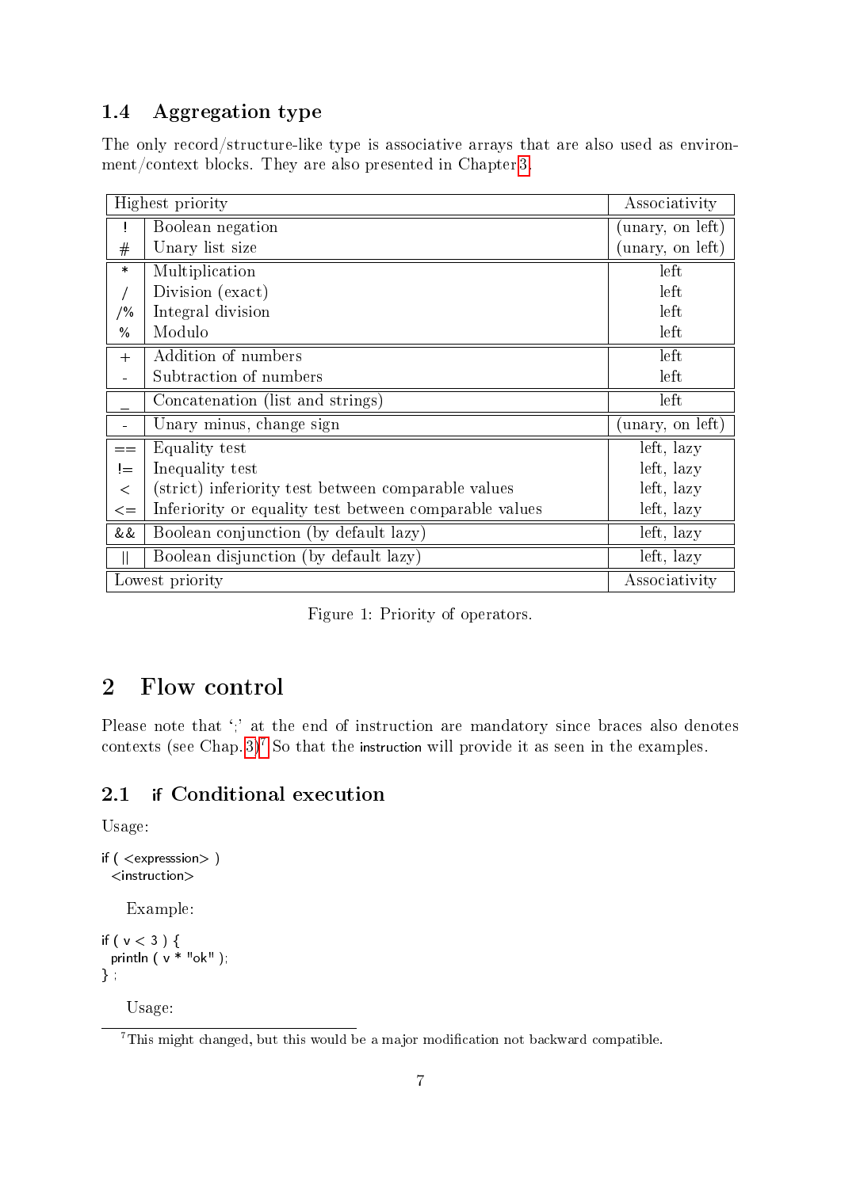### 1.4 Aggregation type

The only record/structure-like type is associative arrays that are also used as environment/context blocks. They are also presented in Chapter 3.

| | Highest priority | Associativity |
|---|---|---|
| ! | Boolean negation | (unary, on left) |
| # | Unary list size | (unary, on left) |
| * | Multiplication | left |
| / | Division (exact) | left |
| /% | Integral division | left |
| % | Modulo | left |
| + | Addition of numbers | left |
| - | Subtraction of numbers | left |
| _ | Concatenation (list and strings) | left |
| - | Unary minus, change sign | (unary, on left) |
| == | Equality test | left, lazy |
| != | Inequality test | left, lazy |
| < | (strict) inferiority test between comparable values | left, lazy |
| <= | Inferiority or equality test between comparable values | left, lazy |
| && | Boolean conjunction (by default lazy) | left, lazy |
| \|\| | Boolean disjunction (by default lazy) | left, lazy |
| | Lowest priority | Associativity |

Figure 1: Priority of operators.

## 2 Flow control

Please note that ';' at the end of instruction are mandatory since braces also denotes contexts (see Chap. 3)[7] So that the instruction will provide it as seen in the examples.

### 2.1 if Conditional execution

Usage:

```
if ( <expresssion> )
  <instruction>
```

Example:

```
if ( v < 3 ) {
  println ( v * "ok" );
} ;
```

Usage:

[7] This might changed, but this would be a major modification not backward compatible.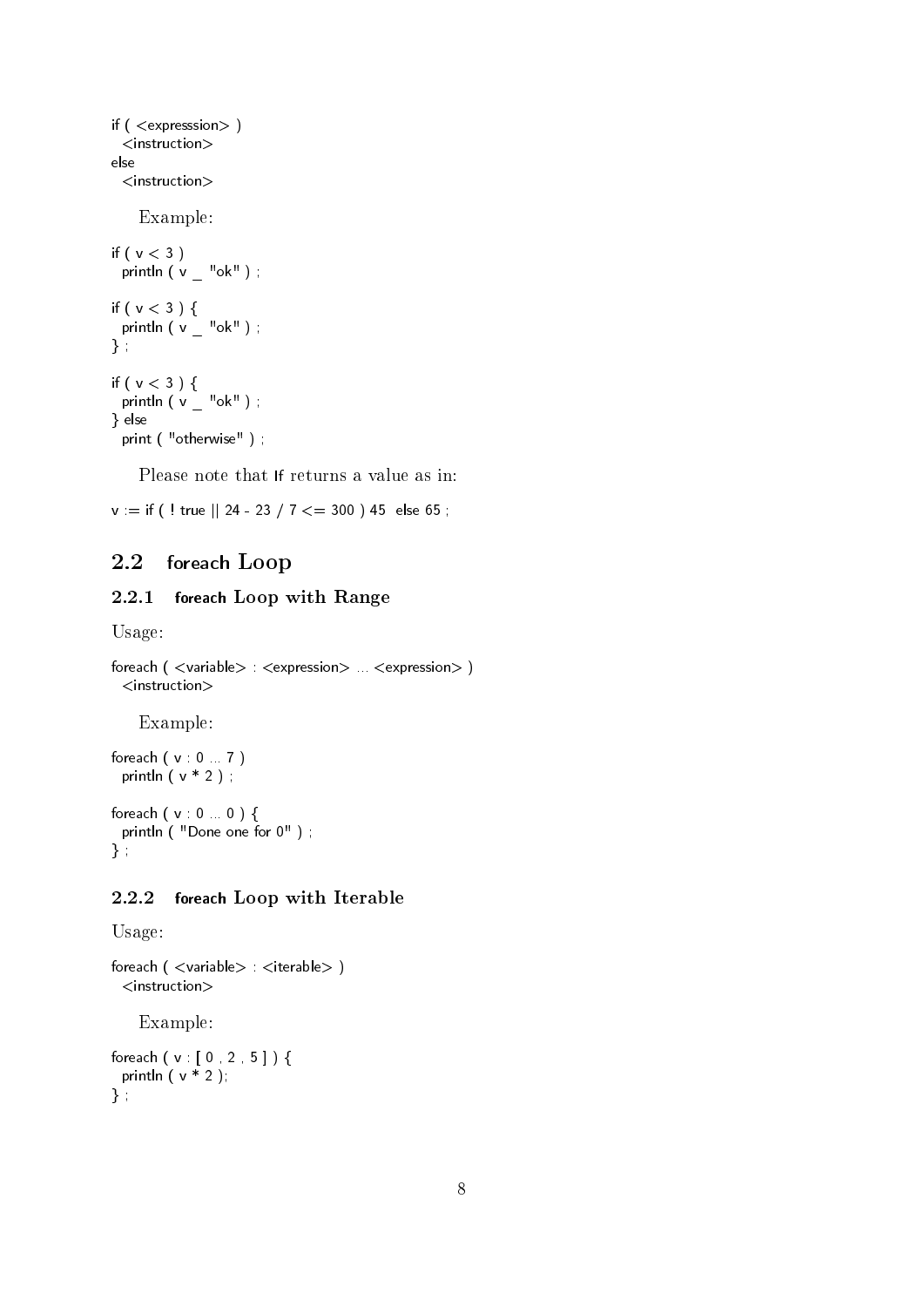```
if ( <expresssion> )
  <instruction>
else
  <instruction>
```

Example:

```
if ( v < 3 )
  println ( v _ "ok" ) ;

if ( v < 3 ) {
  println ( v _ "ok" ) ;
} ;

if ( v < 3 ) {
  println ( v _ "ok" ) ;
} else
  print ( "otherwise" ) ;
```

Please note that if returns a value as in:

```
v := if ( ! true || 24 - 23 / 7 <= 300 ) 45  else 65 ;
```

## 2.2 foreach Loop

### 2.2.1 foreach Loop with Range

Usage:

```
foreach ( <variable> : <expression> ... <expression> )
  <instruction>
```

Example:

```
foreach ( v : 0 ... 7 )
  println ( v * 2 ) ;

foreach ( v : 0 ... 0 ) {
  println ( "Done one for 0" ) ;
} ;
```

### 2.2.2 foreach Loop with Iterable

Usage:

```
foreach ( <variable> : <iterable> )
  <instruction>
```

Example:

```
foreach ( v : [ 0 , 2 , 5 ] ) {
  println ( v * 2 );
} ;
```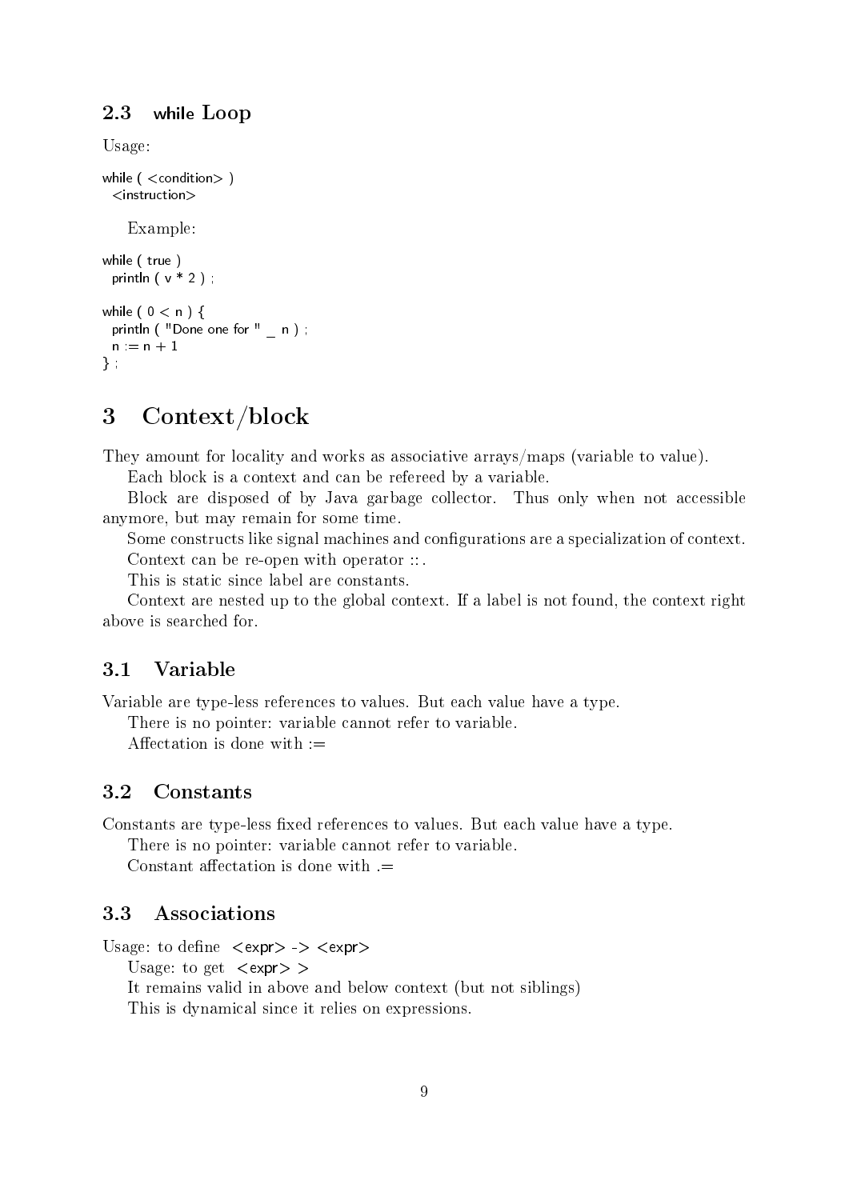### 2.3 while Loop

Usage:

```
while ( <condition> )
  <instruction>
```

Example:

```
while ( true )
  println ( v * 2 ) ;

while ( 0 < n ) {
  println ( "Done one for " _ n ) ;
  n := n + 1
} ;
```

## 3 Context/block

They amount for locality and works as associative arrays/maps (variable to value).

Each block is a context and can be refereed by a variable.

Block are disposed of by Java garbage collector. Thus only when not accessible anymore, but may remain for some time.

Some constructs like signal machines and configurations are a specialization of context.

Context can be re-open with operator ::.

This is static since label are constants.

Context are nested up to the global context. If a label is not found, the context right above is searched for.

### 3.1 Variable

Variable are type-less references to values. But each value have a type.

There is no pointer: variable cannot refer to variable.

Affectation is done with :=

### 3.2 Constants

Constants are type-less fixed references to values. But each value have a type.

There is no pointer: variable cannot refer to variable.

Constant affectation is done with .=

### 3.3 Associations

Usage: to define `<expr> -> <expr>`

Usage: to get `<expr> >`

It remains valid in above and below context (but not siblings)

This is dynamical since it relies on expressions.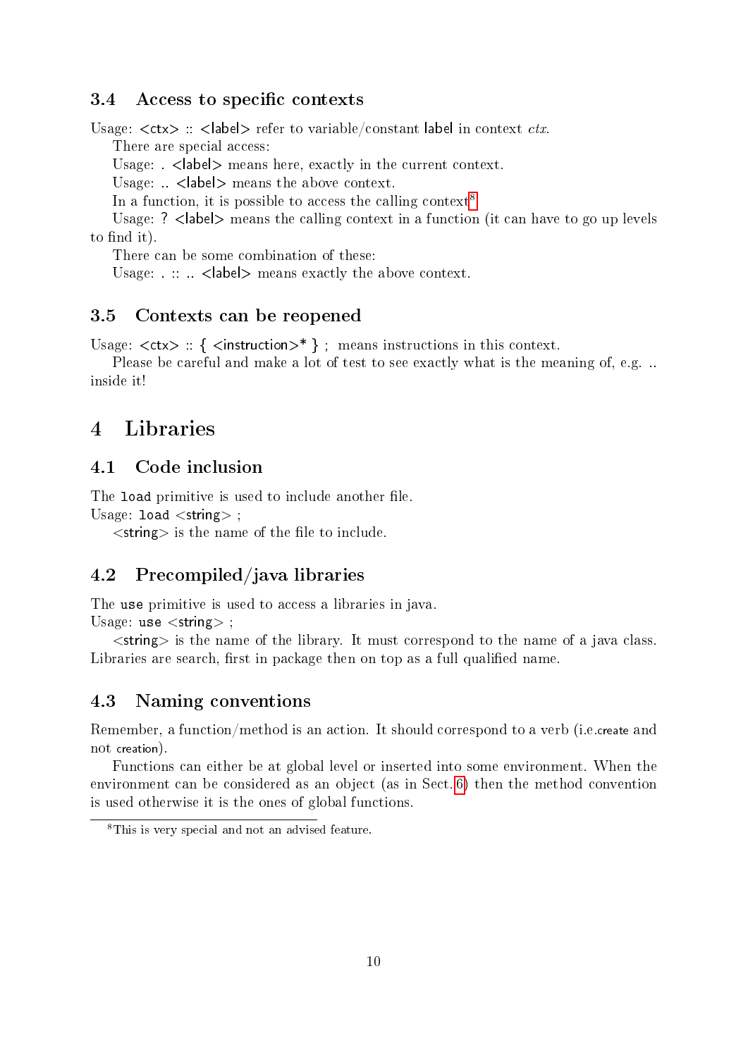### 3.4 Access to specific contexts

Usage: <ctx> :: <label> refer to variable/constant label in context *ctx*.

There are special access:

Usage: . <label> means here, exactly in the current context.

Usage: .. <label> means the above context.

In a function, it is possible to access the calling context[8]

Usage: ? <label> means the calling context in a function (it can have to go up levels to find it).

There can be some combination of these:

Usage: . :: .. <label> means exactly the above context.

### 3.5 Contexts can be reopened

Usage: <ctx> :: { <instruction>* } ; means instructions in this context.

Please be careful and make a lot of test to see exactly what is the meaning of, e.g. .. inside it!

## 4 Libraries

### 4.1 Code inclusion

The `load` primitive is used to include another file.

Usage: `load` <string> ;

<string> is the name of the file to include.

### 4.2 Precompiled/java libraries

The `use` primitive is used to access a libraries in java.

Usage: `use` <string> ;

<string> is the name of the library. It must correspond to the name of a java class. Libraries are search, first in package then on top as a full qualified name.

### 4.3 Naming conventions

Remember, a function/method is an action. It should correspond to a verb (i.e.create and not creation).

Functions can either be at global level or inserted into some environment. When the environment can be considered as an object (as in Sect. 6) then the method convention is used otherwise it is the ones of global functions.

[8] This is very special and not an advised feature.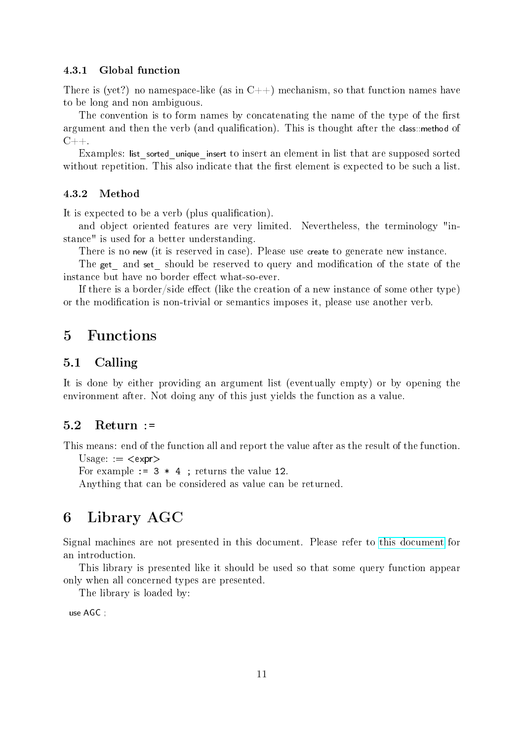### 4.3.1 Global function

There is (yet?) no namespace-like (as in C++) mechanism, so that function names have to be long and non ambiguous.

The convention is to form names by concatenating the name of the type of the first argument and then the verb (and qualification). This is thought after the `class::method` of C++.

Examples: `list_sorted_unique_insert` to insert an element in list that are supposed sorted without repetition. This also indicate that the first element is expected to be such a list.

### 4.3.2 Method

It is expected to be a verb (plus qualification).

and object oriented features are very limited. Nevertheless, the terminology "instance" is used for a better understanding.

There is no `new` (it is reserved in case). Please use `create` to generate new instance.

The `get_` and `set_` should be reserved to query and modification of the state of the instance but have no border effect what-so-ever.

If there is a border/side effect (like the creation of a new instance of some other type) or the modification is non-trivial or semantics imposes it, please use another verb.

# 5 Functions

## 5.1 Calling

It is done by either providing an argument list (eventually empty) or by opening the environment after. Not doing any of this just yields the function as a value.

## 5.2 Return :=

This means: end of the function all and report the value after as the result of the function.

Usage: `:= <expr>`

For example `:= 3 * 4 ;` returns the value `12`.

Anything that can be considered as value can be returned.

# 6 Library AGC

Signal machines are not presented in this document. Please refer to this document for an introduction.

This library is presented like it should be used so that some query function appear only when all concerned types are presented.

The library is loaded by:

```
use AGC ;
```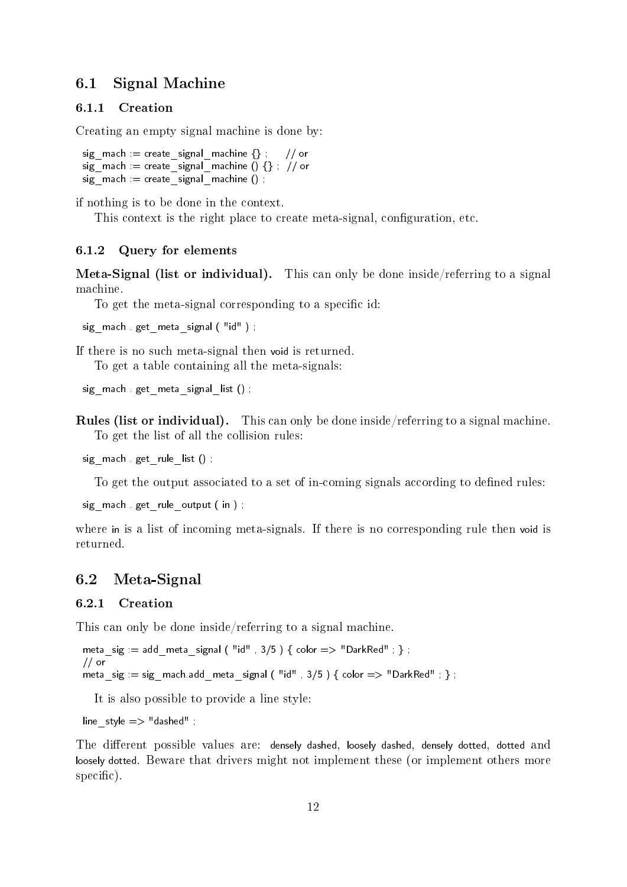## 6.1 Signal Machine

### 6.1.1 Creation

Creating an empty signal machine is done by:

```
sig_mach := create_signal_machine {} ;     // or
sig_mach := create_signal_machine () {} ;  // or
sig_mach := create_signal_machine () ;
```

if nothing is to be done in the context.

This context is the right place to create meta-signal, configuration, etc.

### 6.1.2 Query for elements

**Meta-Signal (list or individual).** This can only be done inside/referring to a signal machine.

To get the meta-signal corresponding to a specific id:

```
sig_mach . get_meta_signal ( "id" ) ;
```

If there is no such meta-signal then `void` is returned.

To get a table containing all the meta-signals:

```
sig_mach . get_meta_signal_list () ;
```

**Rules (list or individual).** This can only be done inside/referring to a signal machine.

To get the list of all the collision rules:

```
sig_mach . get_rule_list () ;
```

To get the output associated to a set of in-coming signals according to defined rules:

```
sig_mach . get_rule_output ( in ) ;
```

where `in` is a list of incoming meta-signals. If there is no corresponding rule then `void` is returned.

## 6.2 Meta-Signal

### 6.2.1 Creation

This can only be done inside/referring to a signal machine.

```
meta_sig := add_meta_signal ( "id" , 3/5 ) { color => "DarkRed" ; } ;
// or
meta_sig := sig_mach.add_meta_signal ( "id" , 3/5 ) { color => "DarkRed" ; } ;
```

It is also possible to provide a line style:

```
line_style => "dashed" ;
```

The different possible values are: `densely dashed`, `loosely dashed`, `densely dotted`, `dotted` and `loosely dotted`. Beware that drivers might not implement these (or implement others more specific).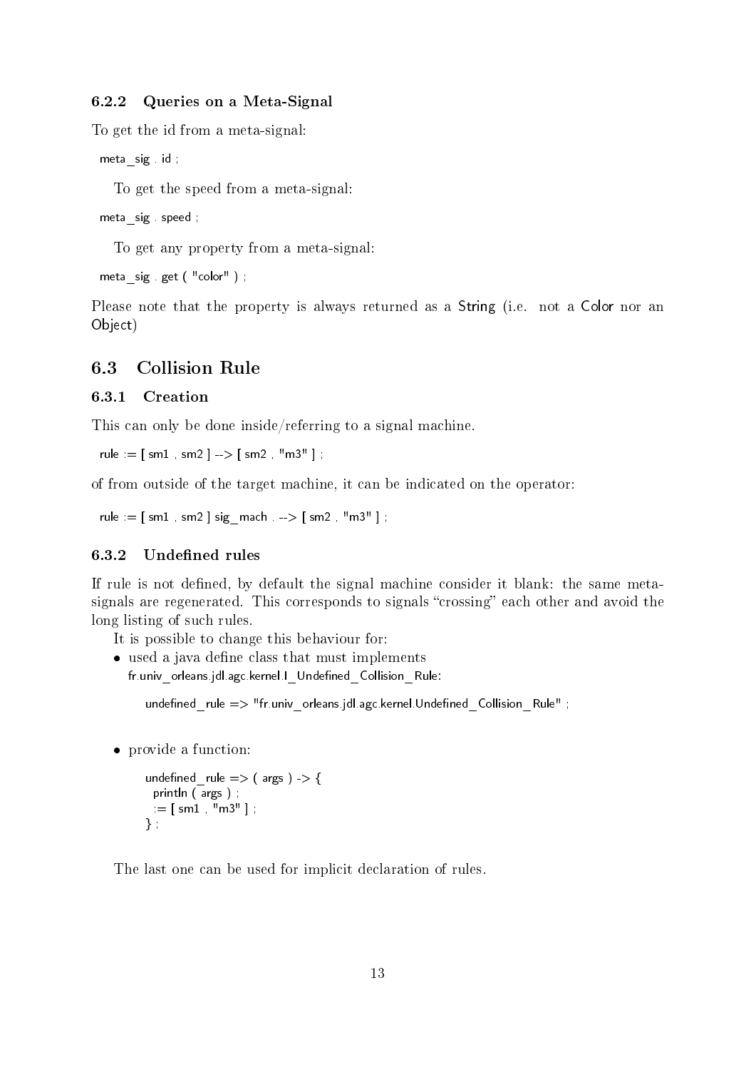### 6.2.2 Queries on a Meta-Signal

To get the id from a meta-signal:

```
meta_sig . id ;
```

To get the speed from a meta-signal:

```
meta_sig . speed ;
```

To get any property from a meta-signal:

```
meta_sig . get ( "color" ) ;
```

Please note that the property is always returned as a String (i.e. not a Color nor an Object)

## 6.3 Collision Rule

### 6.3.1 Creation

This can only be done inside/referring to a signal machine.

```
rule := [ sm1 , sm2 ] --> [ sm2 , "m3" ] ;
```

of from outside of the target machine, it can be indicated on the operator:

```
rule := [ sm1 , sm2 ] sig_mach . --> [ sm2 , "m3" ] ;
```

### 6.3.2 Undefined rules

If rule is not defined, by default the signal machine consider it blank: the same meta-signals are regenerated. This corresponds to signals "crossing" each other and avoid the long listing of such rules.

It is possible to change this behaviour for:

- used a java define class that must implements fr.univ_orleans.jdl.agc.kernel.I_Undefined_Collision_Rule:

  ```
  undefined_rule => "fr.univ_orleans.jdl.agc.kernel.Undefined_Collision_Rule" ;
  ```

- provide a function:

  ```
  undefined_rule => ( args ) -> {
    println ( args ) ;
    := [ sm1 , "m3" ] ;
  } ;
  ```

The last one can be used for implicit declaration of rules.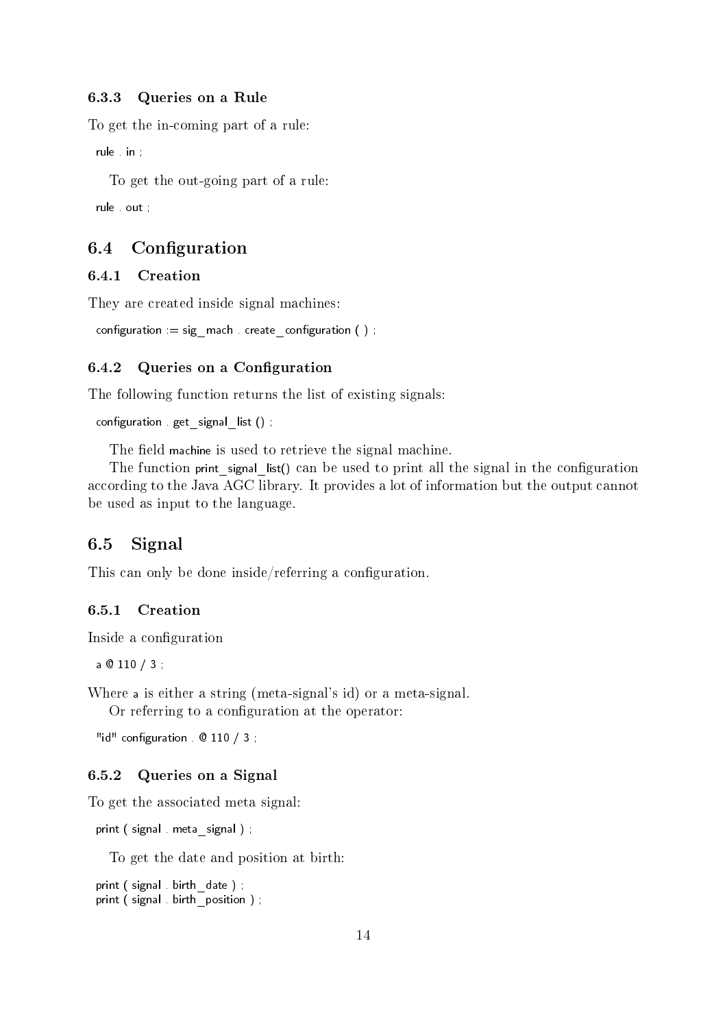### 6.3.3 Queries on a Rule

To get the in-coming part of a rule:

```
rule . in ;
```

To get the out-going part of a rule:

```
rule . out ;
```

## 6.4 Configuration

### 6.4.1 Creation

They are created inside signal machines:

```
configuration := sig_mach . create_configuration ( ) ;
```

### 6.4.2 Queries on a Configuration

The following function returns the list of existing signals:

```
configuration . get_signal_list () ;
```

The field `machine` is used to retrieve the signal machine.

The function `print_signal_list()` can be used to print all the signal in the configuration according to the Java AGC library. It provides a lot of information but the output cannot be used as input to the language.

## 6.5 Signal

This can only be done inside/referring a configuration.

### 6.5.1 Creation

Inside a configuration

```
a @ 110 / 3 ;
```

Where `a` is either a string (meta-signal's id) or a meta-signal.

Or referring to a configuration at the operator:

```
"id" configuration . @ 110 / 3 ;
```

### 6.5.2 Queries on a Signal

To get the associated meta signal:

```
print ( signal . meta_signal ) ;
```

To get the date and position at birth:

```
print ( signal . birth_date ) ;
print ( signal . birth_position ) ;
```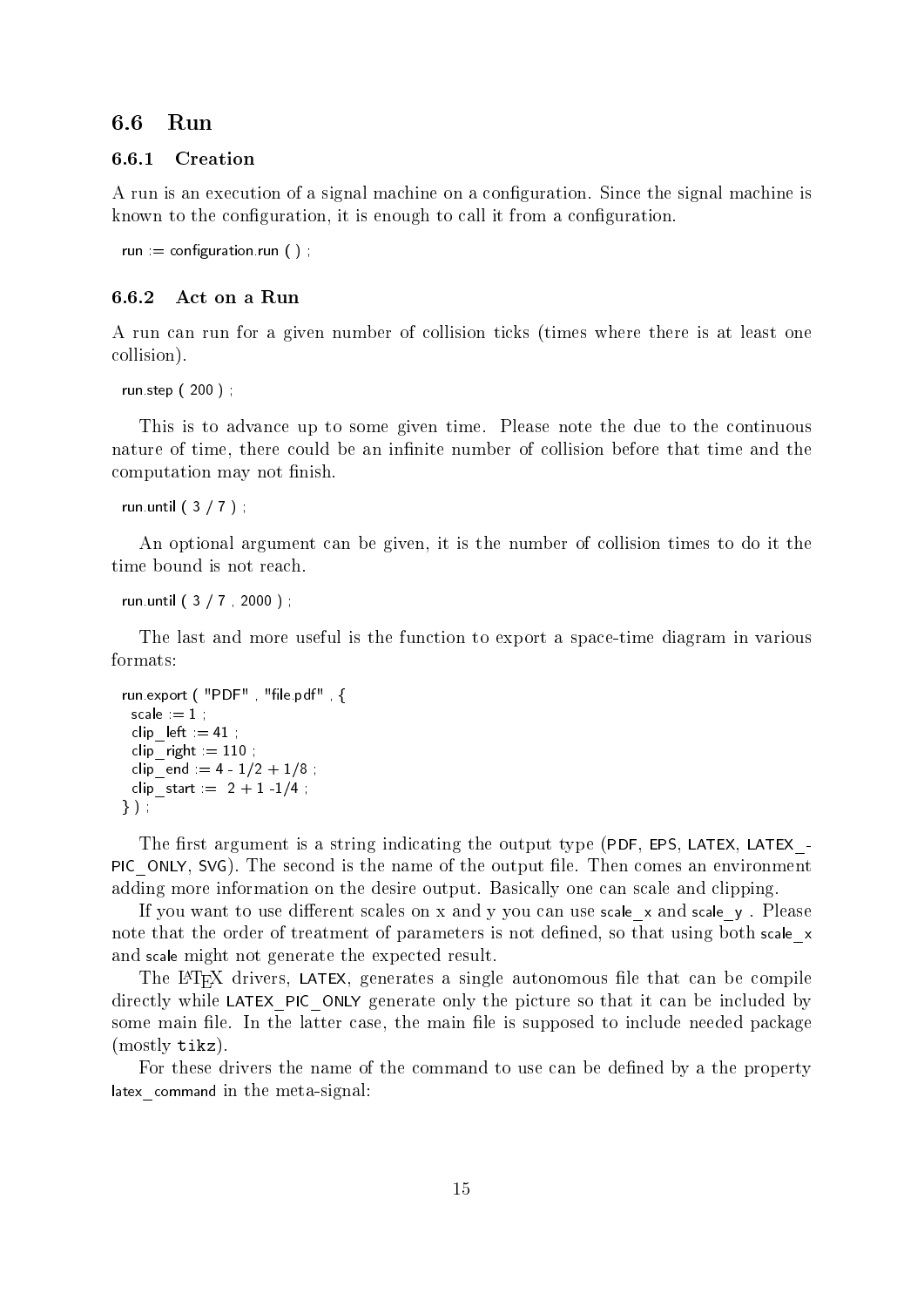## 6.6 Run

### 6.6.1 Creation

A run is an execution of a signal machine on a configuration. Since the signal machine is known to the configuration, it is enough to call it from a configuration.

```
run := configuration.run ( ) ;
```

### 6.6.2 Act on a Run

A run can run for a given number of collision ticks (times where there is at least one collision).

```
run.step ( 200 ) ;
```

This is to advance up to some given time. Please note the due to the continuous nature of time, there could be an infinite number of collision before that time and the computation may not finish.

```
run.until ( 3 / 7 ) ;
```

An optional argument can be given, it is the number of collision times to do it the time bound is not reach.

```
run.until ( 3 / 7 , 2000 ) ;
```

The last and more useful is the function to export a space-time diagram in various formats:

```
run.export ( "PDF" , "file.pdf" , {
  scale := 1 ;
  clip_left := 41 ;
  clip_right := 110 ;
  clip_end := 4 - 1/2 + 1/8 ;
  clip_start := 2 + 1 -1/4 ;
} ) ;
```

The first argument is a string indicating the output type (PDF, EPS, LATEX, LATEX_PIC_ONLY, SVG). The second is the name of the output file. Then comes an environment adding more information on the desire output. Basically one can scale and clipping.

If you want to use different scales on x and y you can use scale_x and scale_y . Please note that the order of treatment of parameters is not defined, so that using both scale_x and scale might not generate the expected result.

The LaTeX drivers, LATEX, generates a single autonomous file that can be compile directly while LATEX_PIC_ONLY generate only the picture so that it can be included by some main file. In the latter case, the main file is supposed to include needed package (mostly `tikz`).

For these drivers the name of the command to use can be defined by a the property latex_command in the meta-signal: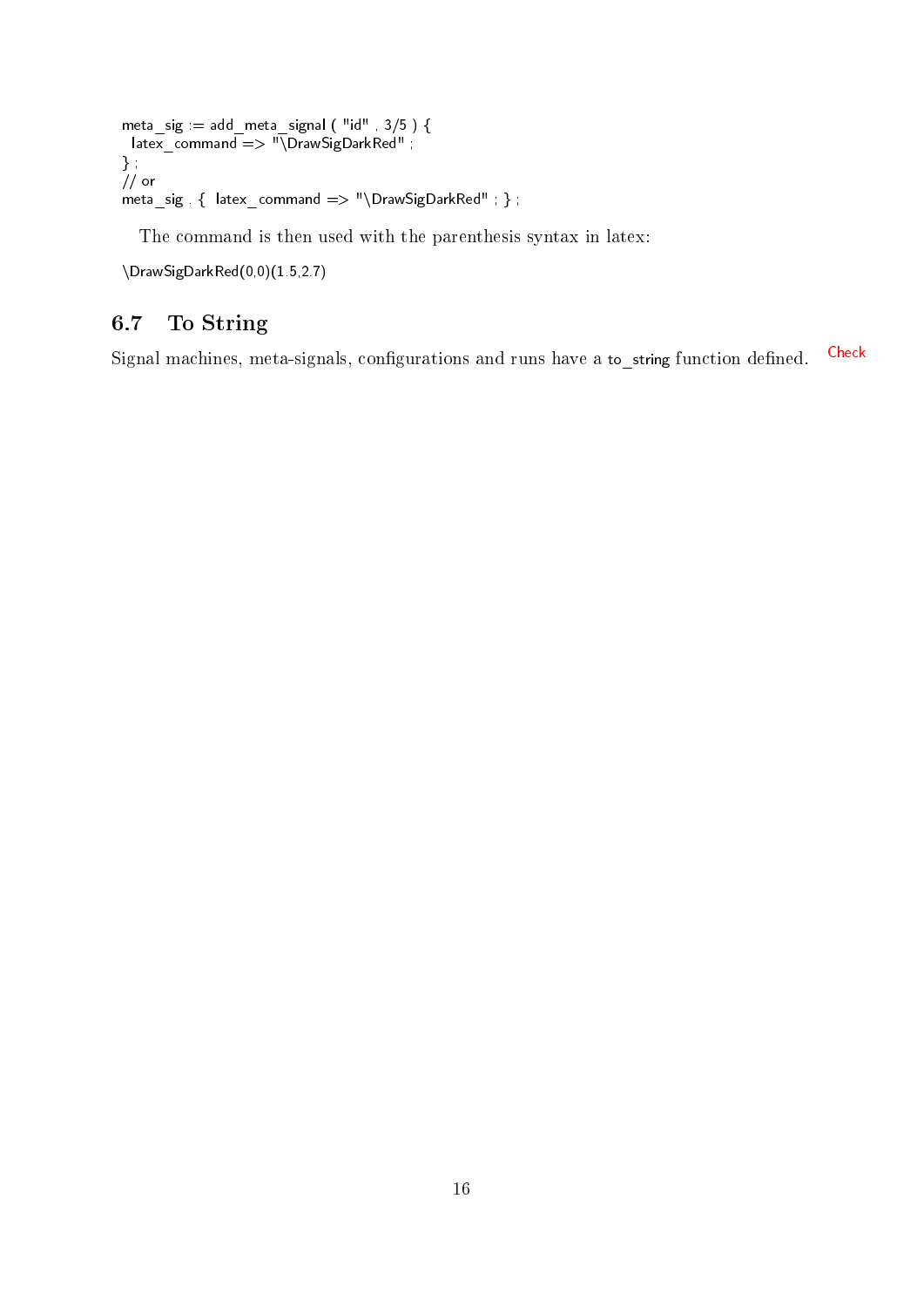```
meta_sig := add_meta_signal ( "id" , 3/5 ) {
  latex_command => "\DrawSigDarkRed" ;
} ;
// or
meta_sig . { latex_command => "\DrawSigDarkRed" ; } ;
```

The command is then used with the parenthesis syntax in latex:

```
\DrawSigDarkRed(0,0)(1.5,2.7)
```

## 6.7 To String

Signal machines, meta-signals, configurations and runs have a `to_string` function defined. Check